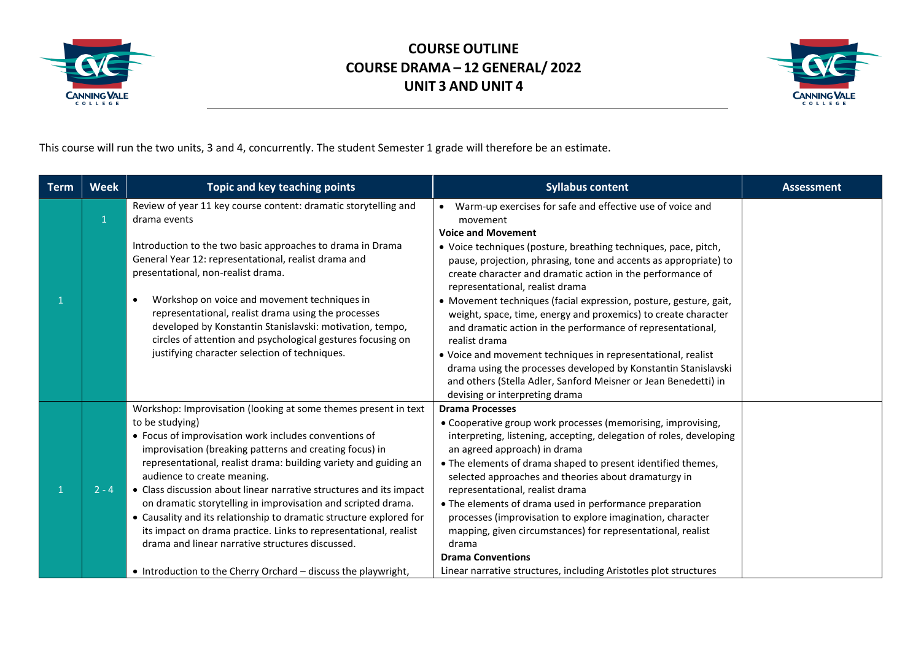# COURSE OUTLINE
# COURSE DRAMA – 12 GENERAL/ 2022
# UNIT 3 AND UNIT 4

This course will run the two units, 3 and 4, concurrently. The student Semester 1 grade will therefore be an estimate.

| Term | Week | Topic and key teaching points | Syllabus content | Assessment |
|---|---|---|---|---|
| 1 | 1 | Review of year 11 key course content: dramatic storytelling and drama events<br><br>Introduction to the two basic approaches to drama in Drama General Year 12: representational, realist drama and presentational, non-realist drama.<br><br>• Workshop on voice and movement techniques in representational, realist drama using the processes developed by Konstantin Stanislavski: motivation, tempo, circles of attention and psychological gestures focusing on justifying character selection of techniques. | • Warm-up exercises for safe and effective use of voice and movement<br>**Voice and Movement**<br>• Voice techniques (posture, breathing techniques, pace, pitch, pause, projection, phrasing, tone and accents as appropriate) to create character and dramatic action in the performance of representational, realist drama<br>• Movement techniques (facial expression, posture, gesture, gait, weight, space, time, energy and proxemics) to create character and dramatic action in the performance of representational, realist drama<br>• Voice and movement techniques in representational, realist drama using the processes developed by Konstantin Stanislavski and others (Stella Adler, Sanford Meisner or Jean Benedetti) in devising or interpreting drama | |
| 1 | 2 - 4 | Workshop: Improvisation (looking at some themes present in text to be studying)<br>• Focus of improvisation work includes conventions of improvisation (breaking patterns and creating focus) in representational, realist drama: building variety and guiding an audience to create meaning.<br>• Class discussion about linear narrative structures and its impact on dramatic storytelling in improvisation and scripted drama.<br>• Causality and its relationship to dramatic structure explored for its impact on drama practice. Links to representational, realist drama and linear narrative structures discussed.<br><br>• Introduction to the Cherry Orchard – discuss the playwright, | **Drama Processes**<br>• Cooperative group work processes (memorising, improvising, interpreting, listening, accepting, delegation of roles, developing an agreed approach) in drama<br>• The elements of drama shaped to present identified themes, selected approaches and theories about dramaturgy in representational, realist drama<br>• The elements of drama used in performance preparation processes (improvisation to explore imagination, character mapping, given circumstances) for representational, realist drama<br>**Drama Conventions**<br>Linear narrative structures, including Aristotles plot structures | |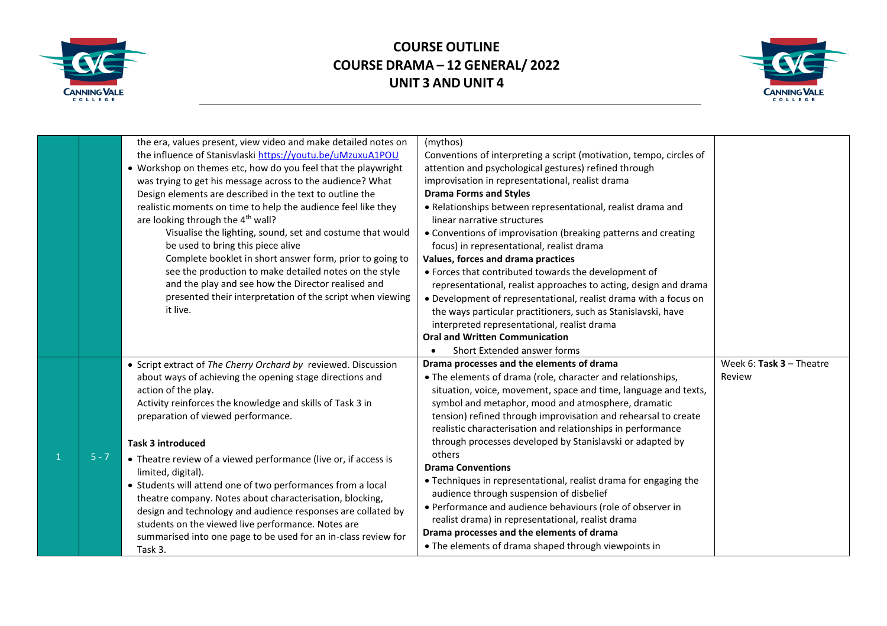# COURSE OUTLINE
# COURSE DRAMA – 12 GENERAL/ 2022
# UNIT 3 AND UNIT 4

| | | | | |
|---|---|---|---|---|
| | | the era, values present, view video and make detailed notes on the influence of Stanisvlaski https://youtu.be/uMzuxuA1POU<br>• Workshop on themes etc, how do you feel that the playwright was trying to get his message across to the audience? What Design elements are described in the text to outline the realistic moments on time to help the audience feel like they are looking through the 4th wall?<br>Visualise the lighting, sound, set and costume that would be used to bring this piece alive<br>Complete booklet in short answer form, prior to going to see the production to make detailed notes on the style and the play and see how the Director realised and presented their interpretation of the script when viewing it live. | (mythos)<br>Conventions of interpreting a script (motivation, tempo, circles of attention and psychological gestures) refined through improvisation in representational, realist drama<br>**Drama Forms and Styles**<br>• Relationships between representational, realist drama and linear narrative structures<br>• Conventions of improvisation (breaking patterns and creating focus) in representational, realist drama<br>**Values, forces and drama practices**<br>• Forces that contributed towards the development of representational, realist approaches to acting, design and drama<br>• Development of representational, realist drama with a focus on the ways particular practitioners, such as Stanislavski, have interpreted representational, realist drama<br>**Oral and Written Communication**<br>• Short Extended answer forms | |
| 1 | 5 - 7 | • Script extract of *The Cherry Orchard by* reviewed. Discussion about ways of achieving the opening stage directions and action of the play.<br>Activity reinforces the knowledge and skills of Task 3 in preparation of viewed performance.<br><br>**Task 3 introduced**<br>• Theatre review of a viewed performance (live or, if access is limited, digital).<br>• Students will attend one of two performances from a local theatre company. Notes about characterisation, blocking, design and technology and audience responses are collated by students on the viewed live performance. Notes are summarised into one page to be used for an in-class review for Task 3. | **Drama processes and the elements of drama**<br>• The elements of drama (role, character and relationships, situation, voice, movement, space and time, language and texts, symbol and metaphor, mood and atmosphere, dramatic tension) refined through improvisation and rehearsal to create realistic characterisation and relationships in performance through processes developed by Stanislavski or adapted by others<br>**Drama Conventions**<br>• Techniques in representational, realist drama for engaging the audience through suspension of disbelief<br>• Performance and audience behaviours (role of observer in realist drama) in representational, realist drama<br>**Drama processes and the elements of drama**<br>• The elements of drama shaped through viewpoints in | Week 6: **Task 3** – Theatre Review |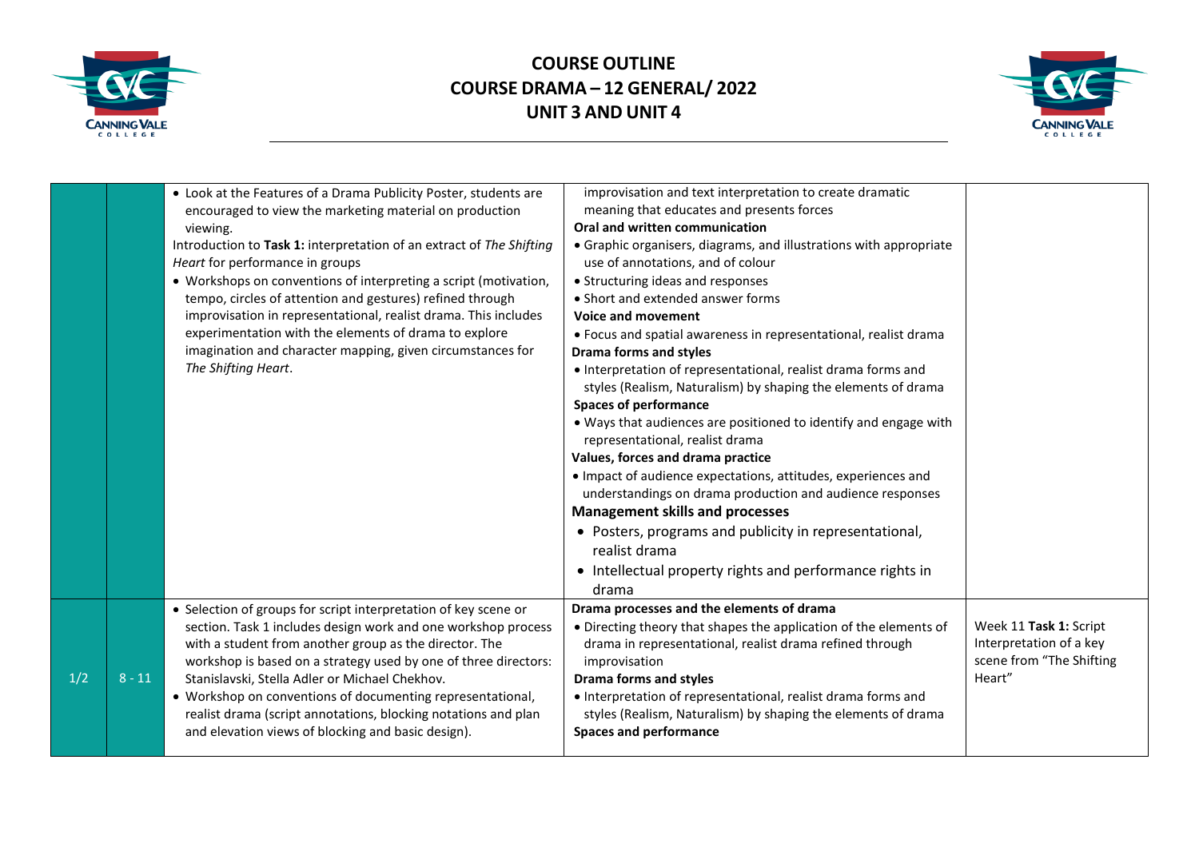# COURSE OUTLINE
# COURSE DRAMA – 12 GENERAL/ 2022
# UNIT 3 AND UNIT 4

| | | | | |
|---|---|---|---|---|
| | | • Look at the Features of a Drama Publicity Poster, students are encouraged to view the marketing material on production viewing.<br>Introduction to **Task 1:** interpretation of an extract of *The Shifting Heart* for performance in groups<br>• Workshops on conventions of interpreting a script (motivation, tempo, circles of attention and gestures) refined through improvisation in representational, realist drama. This includes experimentation with the elements of drama to explore imagination and character mapping, given circumstances for *The Shifting Heart*. | improvisation and text interpretation to create dramatic meaning that educates and presents forces<br>**Oral and written communication**<br>• Graphic organisers, diagrams, and illustrations with appropriate use of annotations, and of colour<br>• Structuring ideas and responses<br>• Short and extended answer forms<br>**Voice and movement**<br>• Focus and spatial awareness in representational, realist drama<br>**Drama forms and styles**<br>• Interpretation of representational, realist drama forms and styles (Realism, Naturalism) by shaping the elements of drama<br>**Spaces of performance**<br>• Ways that audiences are positioned to identify and engage with representational, realist drama<br>**Values, forces and drama practice**<br>• Impact of audience expectations, attitudes, experiences and understandings on drama production and audience responses<br>**Management skills and processes**<br>• Posters, programs and publicity in representational, realist drama<br>• Intellectual property rights and performance rights in drama | |
| 1/2 | 8 - 11 | • Selection of groups for script interpretation of key scene or section. Task 1 includes design work and one workshop process with a student from another group as the director. The workshop is based on a strategy used by one of three directors: Stanislavski, Stella Adler or Michael Chekhov.<br>• Workshop on conventions of documenting representational, realist drama (script annotations, blocking notations and plan and elevation views of blocking and basic design). | **Drama processes and the elements of drama**<br>• Directing theory that shapes the application of the elements of drama in representational, realist drama refined through improvisation<br>**Drama forms and styles**<br>• Interpretation of representational, realist drama forms and styles (Realism, Naturalism) by shaping the elements of drama<br>**Spaces and performance** | Week 11 **Task 1:** Script Interpretation of a key scene from "The Shifting Heart" |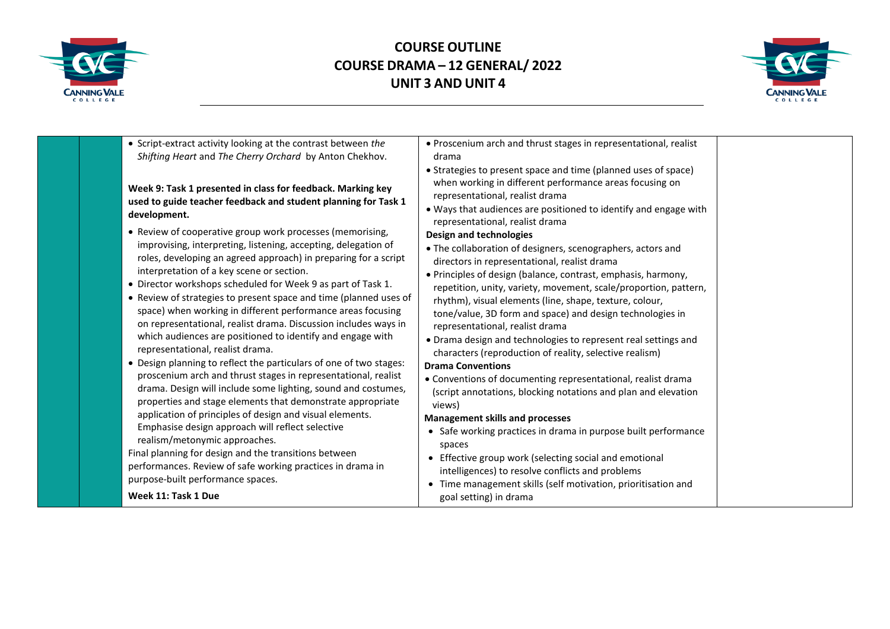# COURSE OUTLINE
# COURSE DRAMA – 12 GENERAL/ 2022
# UNIT 3 AND UNIT 4

| | | | | |
|---|---|---|---|---|
| | | • Script-extract activity looking at the contrast between *the Shifting Heart* and *The Cherry Orchard* by Anton Chekhov.<br><br>**Week 9: Task 1 presented in class for feedback. Marking key used to guide teacher feedback and student planning for Task 1 development.**<br><br>• Review of cooperative group work processes (memorising, improvising, interpreting, listening, accepting, delegation of roles, developing an agreed approach) in preparing for a script interpretation of a key scene or section.<br>• Director workshops scheduled for Week 9 as part of Task 1.<br>• Review of strategies to present space and time (planned uses of space) when working in different performance areas focusing on representational, realist drama. Discussion includes ways in which audiences are positioned to identify and engage with representational, realist drama.<br>• Design planning to reflect the particulars of one of two stages: proscenium arch and thrust stages in representational, realist drama. Design will include some lighting, sound and costumes, properties and stage elements that demonstrate appropriate application of principles of design and visual elements. Emphasise design approach will reflect selective realism/metonymic approaches.<br>Final planning for design and the transitions between performances. Review of safe working practices in drama in purpose-built performance spaces.<br><br>**Week 11: Task 1 Due** | • Proscenium arch and thrust stages in representational, realist drama<br>• Strategies to present space and time (planned uses of space) when working in different performance areas focusing on representational, realist drama<br>• Ways that audiences are positioned to identify and engage with representational, realist drama<br>**Design and technologies**<br>• The collaboration of designers, scenographers, actors and directors in representational, realist drama<br>• Principles of design (balance, contrast, emphasis, harmony, repetition, unity, variety, movement, scale/proportion, pattern, rhythm), visual elements (line, shape, texture, colour, tone/value, 3D form and space) and design technologies in representational, realist drama<br>• Drama design and technologies to represent real settings and characters (reproduction of reality, selective realism)<br>**Drama Conventions**<br>• Conventions of documenting representational, realist drama (script annotations, blocking notations and plan and elevation views)<br>**Management skills and processes**<br>• Safe working practices in drama in purpose built performance spaces<br>• Effective group work (selecting social and emotional intelligences) to resolve conflicts and problems<br>• Time management skills (self motivation, prioritisation and goal setting) in drama | |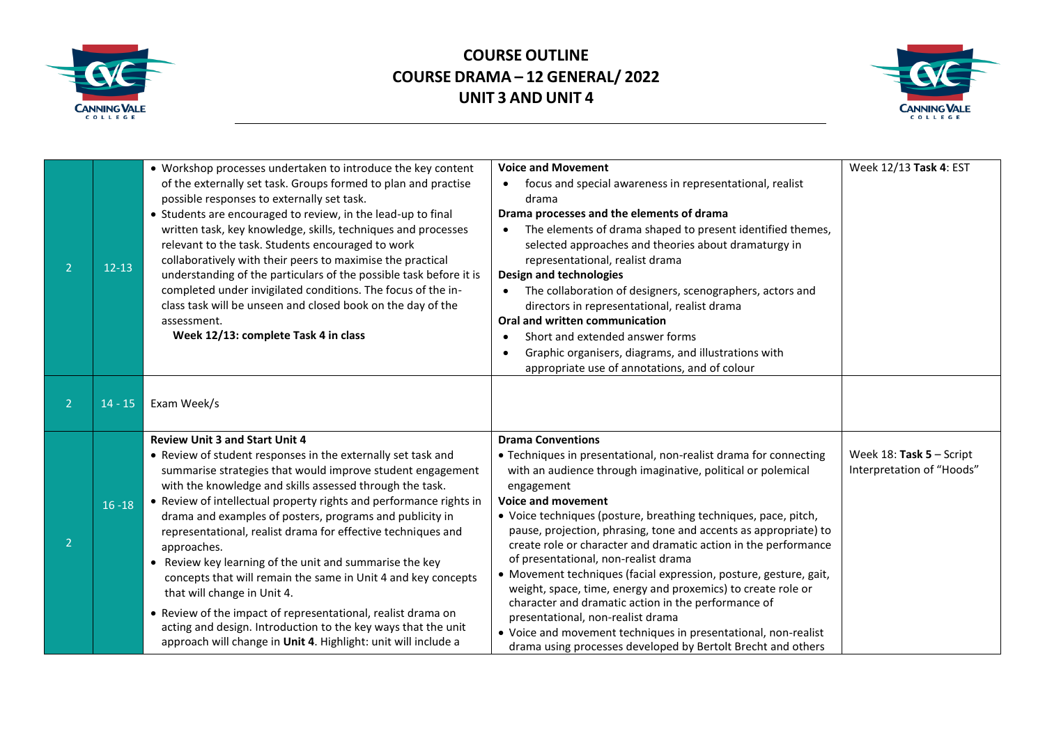# COURSE OUTLINE
# COURSE DRAMA – 12 GENERAL/ 2022
# UNIT 3 AND UNIT 4

| | | | | |
|---|---|---|---|---|
| 2 | 12-13 | • Workshop processes undertaken to introduce the key content of the externally set task. Groups formed to plan and practise possible responses to externally set task.<br>• Students are encouraged to review, in the lead-up to final written task, key knowledge, skills, techniques and processes relevant to the task. Students encouraged to work collaboratively with their peers to maximise the practical understanding of the particulars of the possible task before it is completed under invigilated conditions. The focus of the in-class task will be unseen and closed book on the day of the assessment.<br>**Week 12/13: complete Task 4 in class** | **Voice and Movement**<br>• focus and special awareness in representational, realist drama<br>**Drama processes and the elements of drama**<br>• The elements of drama shaped to present identified themes, selected approaches and theories about dramaturgy in representational, realist drama<br>**Design and technologies**<br>• The collaboration of designers, scenographers, actors and directors in representational, realist drama<br>**Oral and written communication**<br>• Short and extended answer forms<br>• Graphic organisers, diagrams, and illustrations with appropriate use of annotations, and of colour | Week 12/13 **Task 4**: EST |
| 2 | 14 - 15 | Exam Week/s | | |
| 2 | 16 -18 | **Review Unit 3 and Start Unit 4**<br>• Review of student responses in the externally set task and summarise strategies that would improve student engagement with the knowledge and skills assessed through the task.<br>• Review of intellectual property rights and performance rights in drama and examples of posters, programs and publicity in representational, realist drama for effective techniques and approaches.<br>• Review key learning of the unit and summarise the key concepts that will remain the same in Unit 4 and key concepts that will change in Unit 4.<br>• Review of the impact of representational, realist drama on acting and design. Introduction to the key ways that the unit approach will change in **Unit 4**. Highlight: unit will include a | **Drama Conventions**<br>• Techniques in presentational, non-realist drama for connecting with an audience through imaginative, political or polemical engagement<br>**Voice and movement**<br>• Voice techniques (posture, breathing techniques, pace, pitch, pause, projection, phrasing, tone and accents as appropriate) to create role or character and dramatic action in the performance of presentational, non-realist drama<br>• Movement techniques (facial expression, posture, gesture, gait, weight, space, time, energy and proxemics) to create role or character and dramatic action in the performance of presentational, non-realist drama<br>• Voice and movement techniques in presentational, non-realist drama using processes developed by Bertolt Brecht and others | Week 18: **Task 5** – Script Interpretation of "Hoods" |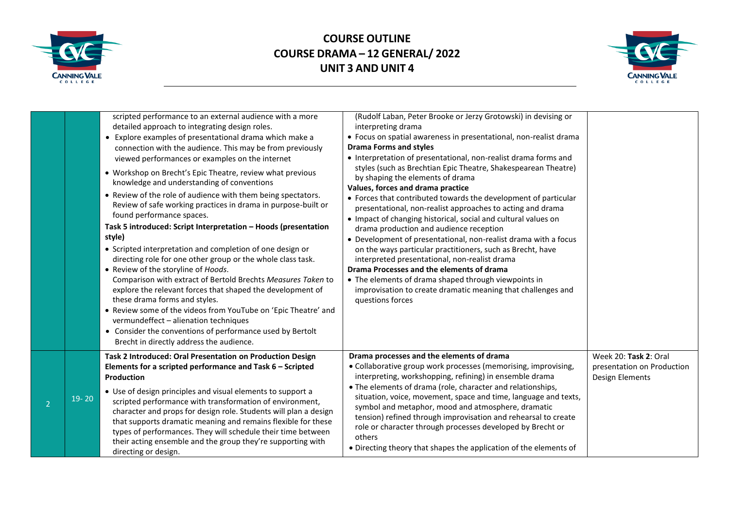# COURSE OUTLINE
# COURSE DRAMA – 12 GENERAL/ 2022
# UNIT 3 AND UNIT 4

| | | | | |
|---|---|---|---|---|
| | | scripted performance to an external audience with a more detailed approach to integrating design roles.<br>• Explore examples of presentational drama which make a connection with the audience. This may be from previously viewed performances or examples on the internet<br>• Workshop on Brecht's Epic Theatre, review what previous knowledge and understanding of conventions<br>• Review of the role of audience with them being spectators. Review of safe working practices in drama in purpose-built or found performance spaces.<br>**Task 5 introduced: Script Interpretation – Hoods (presentation style)**<br>• Scripted interpretation and completion of one design or directing role for one other group or the whole class task.<br>• Review of the storyline of *Hoods*.<br>Comparison with extract of Bertold Brechts *Measures Taken* to explore the relevant forces that shaped the development of these drama forms and styles.<br>• Review some of the videos from YouTube on 'Epic Theatre' and vermundeffect – alienation techniques<br>• Consider the conventions of performance used by Bertolt Brecht in directly address the audience. | (Rudolf Laban, Peter Brooke or Jerzy Grotowski) in devising or interpreting drama<br>• Focus on spatial awareness in presentational, non-realist drama<br>**Drama Forms and styles**<br>• Interpretation of presentational, non-realist drama forms and styles (such as Brechtian Epic Theatre, Shakespearean Theatre) by shaping the elements of drama<br>**Values, forces and drama practice**<br>• Forces that contributed towards the development of particular presentational, non-realist approaches to acting and drama<br>• Impact of changing historical, social and cultural values on drama production and audience reception<br>• Development of presentational, non-realist drama with a focus on the ways particular practitioners, such as Brecht, have interpreted presentational, non-realist drama<br>**Drama Processes and the elements of drama**<br>• The elements of drama shaped through viewpoints in improvisation to create dramatic meaning that challenges and questions forces | |
| 2 | 19- 20 | **Task 2 Introduced: Oral Presentation on Production Design Elements for a scripted performance and Task 6 – Scripted Production**<br>• Use of design principles and visual elements to support a scripted performance with transformation of environment, character and props for design role. Students will plan a design that supports dramatic meaning and remains flexible for these types of performances. They will schedule their time between their acting ensemble and the group they're supporting with directing or design. | **Drama processes and the elements of drama**<br>• Collaborative group work processes (memorising, improvising, interpreting, workshopping, refining) in ensemble drama<br>• The elements of drama (role, character and relationships, situation, voice, movement, space and time, language and texts, symbol and metaphor, mood and atmosphere, dramatic tension) refined through improvisation and rehearsal to create role or character through processes developed by Brecht or others<br>• Directing theory that shapes the application of the elements of | Week 20: **Task 2**: Oral presentation on Production Design Elements |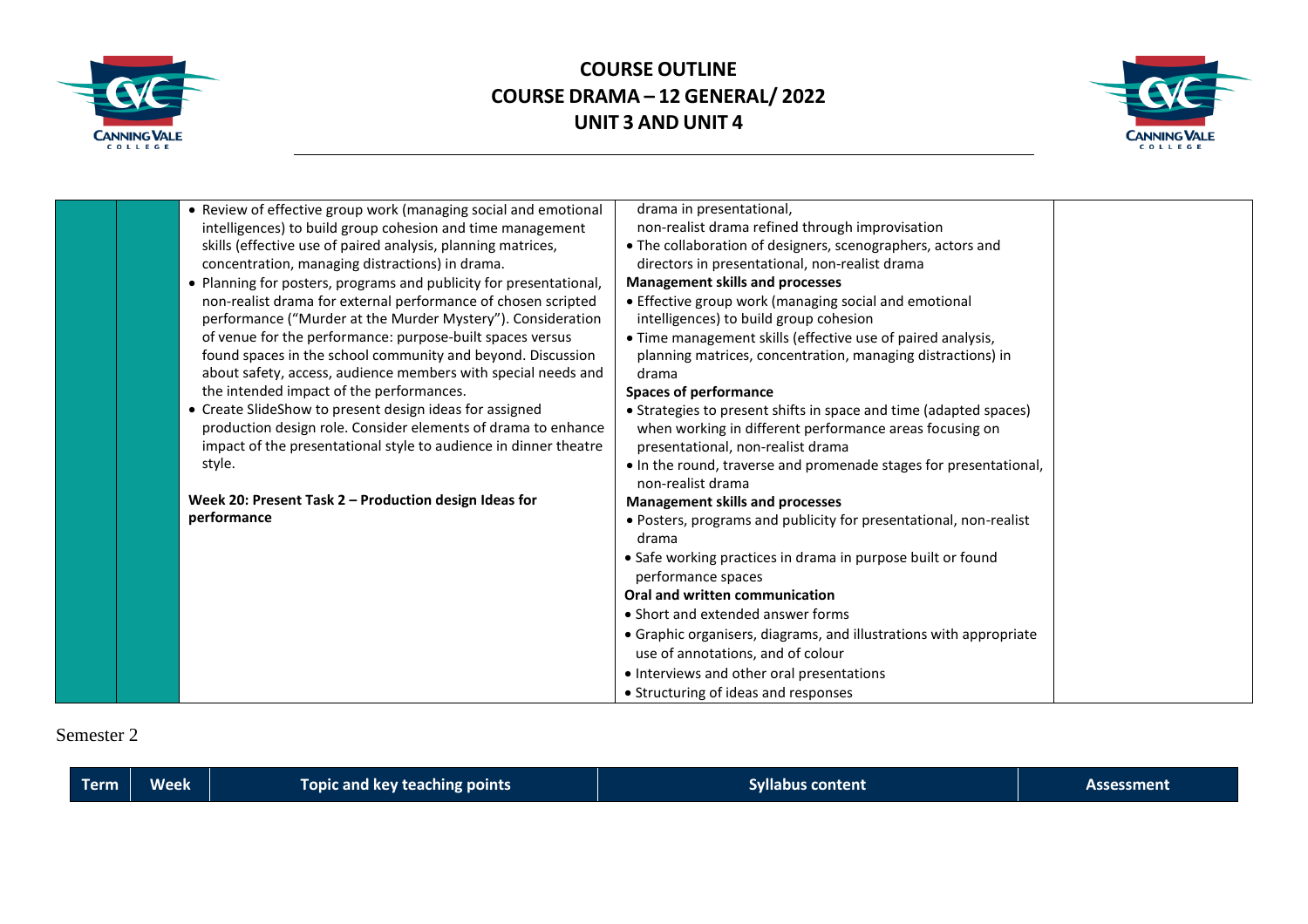| | | | | |
|---|---|---|---|---|
| | | • Review of effective group work (managing social and emotional intelligences) to build group cohesion and time management skills (effective use of paired analysis, planning matrices, concentration, managing distractions) in drama.<br>• Planning for posters, programs and publicity for presentational, non-realist drama for external performance of chosen scripted performance ("Murder at the Murder Mystery"). Consideration of venue for the performance: purpose-built spaces versus found spaces in the school community and beyond. Discussion about safety, access, audience members with special needs and the intended impact of the performances.<br>• Create SlideShow to present design ideas for assigned production design role. Consider elements of drama to enhance impact of the presentational style to audience in dinner theatre style.<br><br>**Week 20: Present Task 2 – Production design Ideas for performance** | drama in presentational, non-realist drama refined through improvisation<br>• The collaboration of designers, scenographers, actors and directors in presentational, non-realist drama<br>**Management skills and processes**<br>• Effective group work (managing social and emotional intelligences) to build group cohesion<br>• Time management skills (effective use of paired analysis, planning matrices, concentration, managing distractions) in drama<br>**Spaces of performance**<br>• Strategies to present shifts in space and time (adapted spaces) when working in different performance areas focusing on presentational, non-realist drama<br>• In the round, traverse and promenade stages for presentational, non-realist drama<br>**Management skills and processes**<br>• Posters, programs and publicity for presentational, non-realist drama<br>• Safe working practices in drama in purpose built or found performance spaces<br>**Oral and written communication**<br>• Short and extended answer forms<br>• Graphic organisers, diagrams, and illustrations with appropriate use of annotations, and of colour<br>• Interviews and other oral presentations<br>• Structuring of ideas and responses | |

Semester 2

| Term | Week | Topic and key teaching points | Syllabus content | Assessment |
|---|---|---|---|---|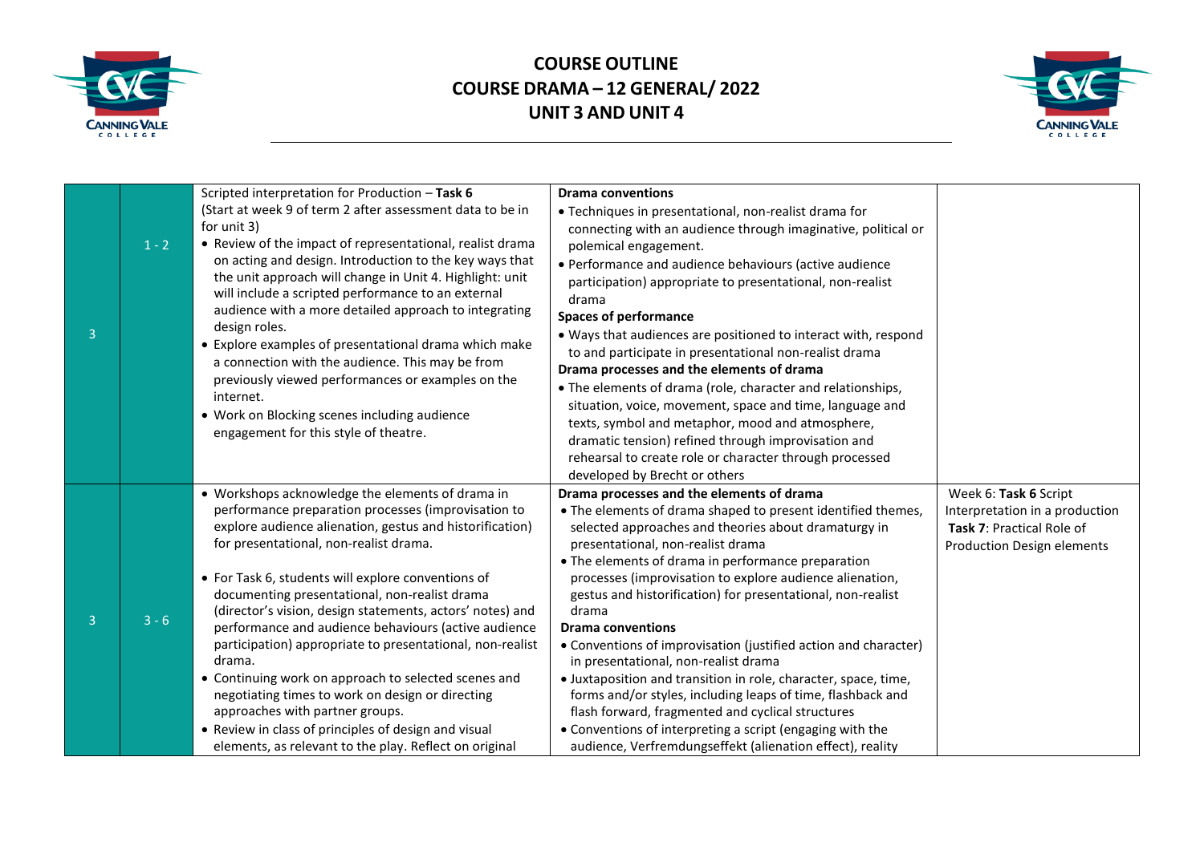# COURSE OUTLINE
# COURSE DRAMA – 12 GENERAL/ 2022
# UNIT 3 AND UNIT 4

| | | | | |
|---|---|---|---|---|
| 3 | 1 - 2 | Scripted interpretation for Production – **Task 6**<br>(Start at week 9 of term 2 after assessment data to be in for unit 3)<br>• Review of the impact of representational, realist drama on acting and design. Introduction to the key ways that the unit approach will change in Unit 4. Highlight: unit will include a scripted performance to an external audience with a more detailed approach to integrating design roles.<br>• Explore examples of presentational drama which make a connection with the audience. This may be from previously viewed performances or examples on the internet.<br>• Work on Blocking scenes including audience engagement for this style of theatre. | **Drama conventions**<br>• Techniques in presentational, non-realist drama for connecting with an audience through imaginative, political or polemical engagement.<br>• Performance and audience behaviours (active audience participation) appropriate to presentational, non-realist drama<br>**Spaces of performance**<br>• Ways that audiences are positioned to interact with, respond to and participate in presentational non-realist drama<br>**Drama processes and the elements of drama**<br>• The elements of drama (role, character and relationships, situation, voice, movement, space and time, language and texts, symbol and metaphor, mood and atmosphere, dramatic tension) refined through improvisation and rehearsal to create role or character through processed developed by Brecht or others | |
| 3 | 3 - 6 | • Workshops acknowledge the elements of drama in performance preparation processes (improvisation to explore audience alienation, gestus and historification) for presentational, non-realist drama.<br>• For Task 6, students will explore conventions of documenting presentational, non-realist drama (director's vision, design statements, actors' notes) and performance and audience behaviours (active audience participation) appropriate to presentational, non-realist drama.<br>• Continuing work on approach to selected scenes and negotiating times to work on design or directing approaches with partner groups.<br>• Review in class of principles of design and visual elements, as relevant to the play. Reflect on original | **Drama processes and the elements of drama**<br>• The elements of drama shaped to present identified themes, selected approaches and theories about dramaturgy in presentational, non-realist drama<br>• The elements of drama in performance preparation processes (improvisation to explore audience alienation, gestus and historification) for presentational, non-realist drama<br>**Drama conventions**<br>• Conventions of improvisation (justified action and character) in presentational, non-realist drama<br>• Juxtaposition and transition in role, character, space, time, forms and/or styles, including leaps of time, flashback and flash forward, fragmented and cyclical structures<br>• Conventions of interpreting a script (engaging with the audience, Verfremdungseffekt (alienation effect), reality | Week 6: **Task 6** Script Interpretation in a production<br>**Task 7**: Practical Role of Production Design elements |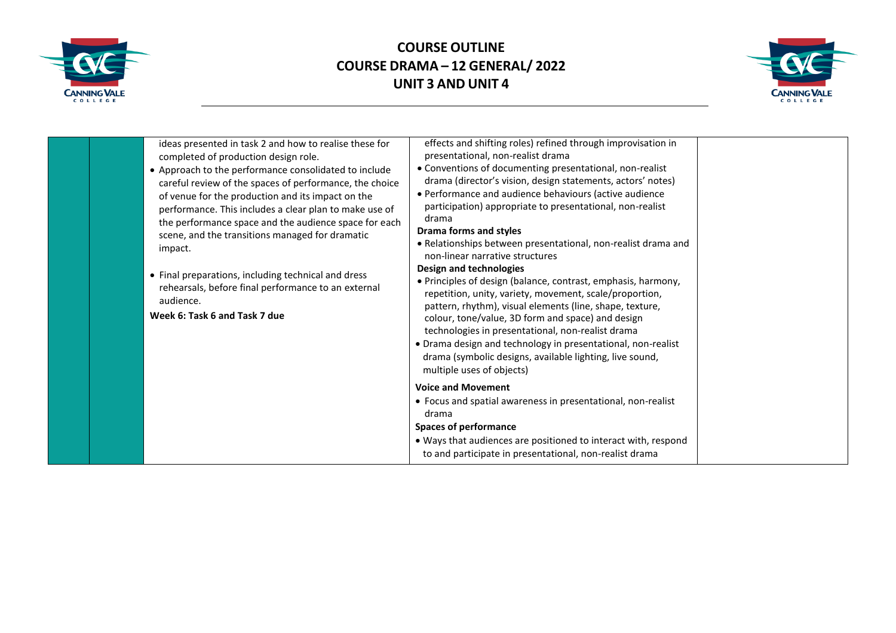| | | | | |
|---|---|---|---|---|
| | | ideas presented in task 2 and how to realise these for completed of production design role.<br>• Approach to the performance consolidated to include careful review of the spaces of performance, the choice of venue for the production and its impact on the performance. This includes a clear plan to make use of the performance space and the audience space for each scene, and the transitions managed for dramatic impact.<br><br>• Final preparations, including technical and dress rehearsals, before final performance to an external audience.<br>**Week 6: Task 6 and Task 7 due** | effects and shifting roles) refined through improvisation in presentational, non-realist drama<br>• Conventions of documenting presentational, non-realist drama (director's vision, design statements, actors' notes)<br>• Performance and audience behaviours (active audience participation) appropriate to presentational, non-realist drama<br>**Drama forms and styles**<br>• Relationships between presentational, non-realist drama and non-linear narrative structures<br>**Design and technologies**<br>• Principles of design (balance, contrast, emphasis, harmony, repetition, unity, variety, movement, scale/proportion, pattern, rhythm), visual elements (line, shape, texture, colour, tone/value, 3D form and space) and design technologies in presentational, non-realist drama<br>• Drama design and technology in presentational, non-realist drama (symbolic designs, available lighting, live sound, multiple uses of objects)<br>**Voice and Movement**<br>• Focus and spatial awareness in presentational, non-realist drama<br>**Spaces of performance**<br>• Ways that audiences are positioned to interact with, respond to and participate in presentational, non-realist drama | |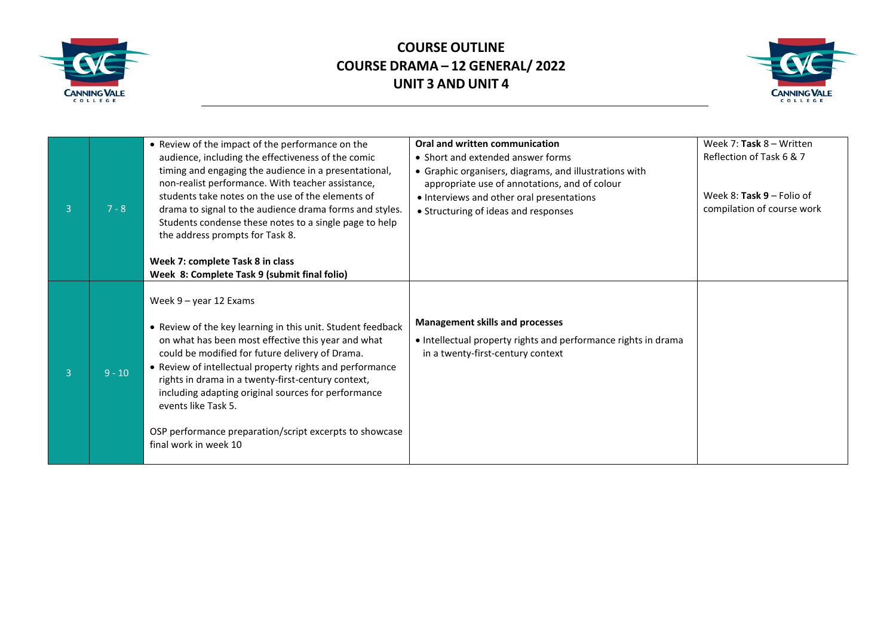# COURSE OUTLINE
# COURSE DRAMA – 12 GENERAL/ 2022
# UNIT 3 AND UNIT 4

| | | | | |
|---|---|---|---|---|
| 3 | 7 - 8 | • Review of the impact of the performance on the audience, including the effectiveness of the comic timing and engaging the audience in a presentational, non-realist performance. With teacher assistance, students take notes on the use of the elements of drama to signal to the audience drama forms and styles. Students condense these notes to a single page to help the address prompts for Task 8.<br><br>**Week 7: complete Task 8 in class**<br>**Week 8: Complete Task 9 (submit final folio)** | **Oral and written communication**<br>• Short and extended answer forms<br>• Graphic organisers, diagrams, and illustrations with appropriate use of annotations, and of colour<br>• Interviews and other oral presentations<br>• Structuring of ideas and responses | Week 7: **Task** 8 – Written Reflection of Task 6 & 7<br><br>Week 8: **Task 9** – Folio of compilation of course work |
| 3 | 9 - 10 | Week 9 – year 12 Exams<br><br>• Review of the key learning in this unit. Student feedback on what has been most effective this year and what could be modified for future delivery of Drama.<br>• Review of intellectual property rights and performance rights in drama in a twenty-first-century context, including adapting original sources for performance events like Task 5.<br><br>OSP performance preparation/script excerpts to showcase final work in week 10 | **Management skills and processes**<br>• Intellectual property rights and performance rights in drama in a twenty-first-century context | |